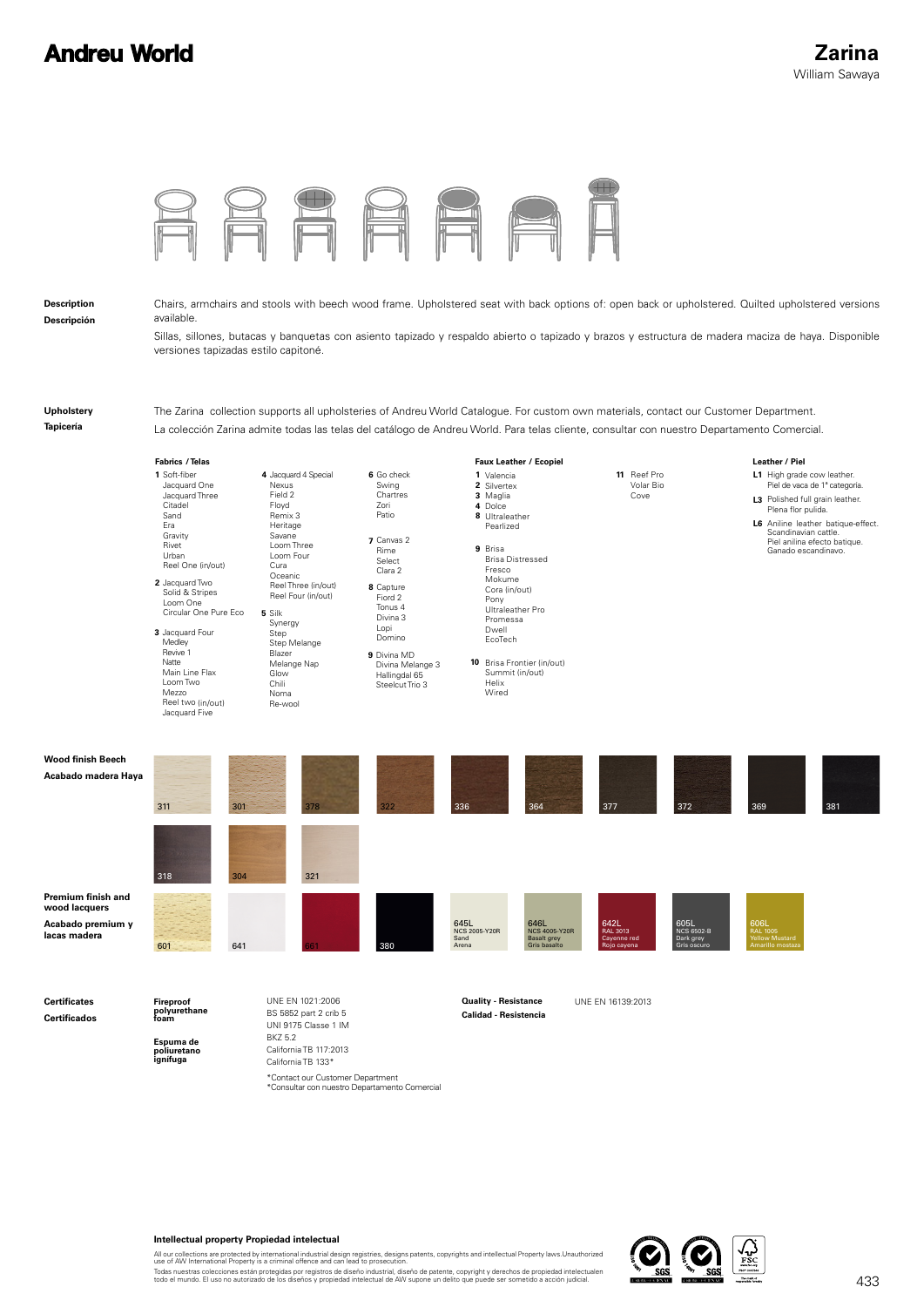# Andreu World

## Zarina

William Sawaya

**Description**
**Descripción**

Chairs, armchairs and stools with beech wood frame. Upholstered seat with back options of: open back or upholstered. Quilted upholstered versions available.

Sillas, sillones, butacas y banquetas con asiento tapizado y respaldo abierto o tapizado y brazos y estructura de madera maciza de haya. Disponible versiones tapizadas estilo capitoné.

**Upholstery**
**Tapicería**

The Zarina collection supports all upholsteries of Andreu World Catalogue. For custom own materials, contact our Customer Department.

La colección Zarina admite todas las telas del catálogo de Andreu World. Para telas cliente, consultar con nuestro Departamento Comercial.

**Fabrics / Telas**

**1** Soft-fiber, Jacquard One, Jacquard Three, Citadel, Sand, Era, Gravity, Rivet, Urban, Reel One (in/out)

**2** Jacquard Two, Solid & Stripes, Loom One, Circular One Pure Eco

**3** Jacquard Four, Medley, Revive 1, Natte, Main Line Flax, Loom Two, Mezzo, Reel two (in/out), Jacquard Five

**4** Jacquard 4 Special, Nexus, Field 2, Floyd, Remix 3, Heritage, Savane, Loom Three, Loom Four, Cura, Oceanic, Reel Three (in/out), Reel Four (in/out)

**5** Silk, Synergy, Step, Step Melange, Blazer, Melange Nap, Glow, Chili, Noma, Re-wool

**6** Go check, Swing, Chartres, Zori, Patio

**7** Canvas 2, Rime, Select, Clara 2

**8** Capture, Fiord 2, Tonus 4, Divina 3, Lopi, Domino

**9** Divina MD, Divina Melange 3, Hallingdal 65, Steelcut Trio 3

**Faux Leather / Ecopiel**

**1** Valencia
**2** Silvertex
**3** Maglia
**4** Dolce
**8** Ultraleather, Pearlized

**9** Brisa, Brisa Distressed, Fresco, Mokume, Cora (in/out), Pony, Ultraleather Pro, Promessa, Dwell, EcoTech

**10** Brisa Frontier (in/out), Summit (in/out), Helix, Wired

**11** Reef Pro, Volar Bio, Cove

**Leather / Piel**

**L1** High grade cow leather. Piel de vaca de 1ª categoría.

**L3** Polished full grain leather. Plena flor pulida.

**L6** Aniline leather batique-effect. Scandinavian cattle. Piel anilina efecto batique. Ganado escandinavo.

**Wood finish Beech**
**Acabado madera Haya**

311, 301, 378, 322, 336, 364, 377, 372, 369, 381, 318, 304, 321

**Premium finish and wood lacquers**
**Acabado premium y lacas madera**

601, 641, 661, 380, 645L NCS 2005-Y20R Sand Arena, 646L NCS 4005-Y20R Basalt grey Gris basalto, 642L RAL 3013 Cayenne red Rojo cayena, 605L NCS 6502-B Dark grey Gris oscuro, 606L RAL 1005 Yellow Mustard Amarillo mostaza

**Certificates**
**Certificados**

**Fireproof polyurethane foam**
**Espuma de poliuretano ignífuga**

UNE EN 1021:2006
BS 5852 part 2 crib 5
UNI 9175 Classe 1 IM
BKZ 5.2
California TB 117:2013
California TB 133*

*Contact our Customer Department
*Consultar con nuestro Departamento Comercial

**Quality - Resistance**
**Calidad - Resistencia**

UNE EN 16139:2013

**Intellectual property Propiedad intelectual**

All our collections are protected by international industrial design registries, designs patents, copyrights and intellectual Property laws.Unauthorized use of AW International Property is a criminal offence and can lead to prosecution.

Todas nuestras colecciones están protegidas por registros de diseño industrial, diseño de patente, copyright y derechos de propiedad intelectualen todo el mundo. El uso no autorizado de los diseños y propiedad intelectual de AW supone un delito que puede ser sometido a acción judicial.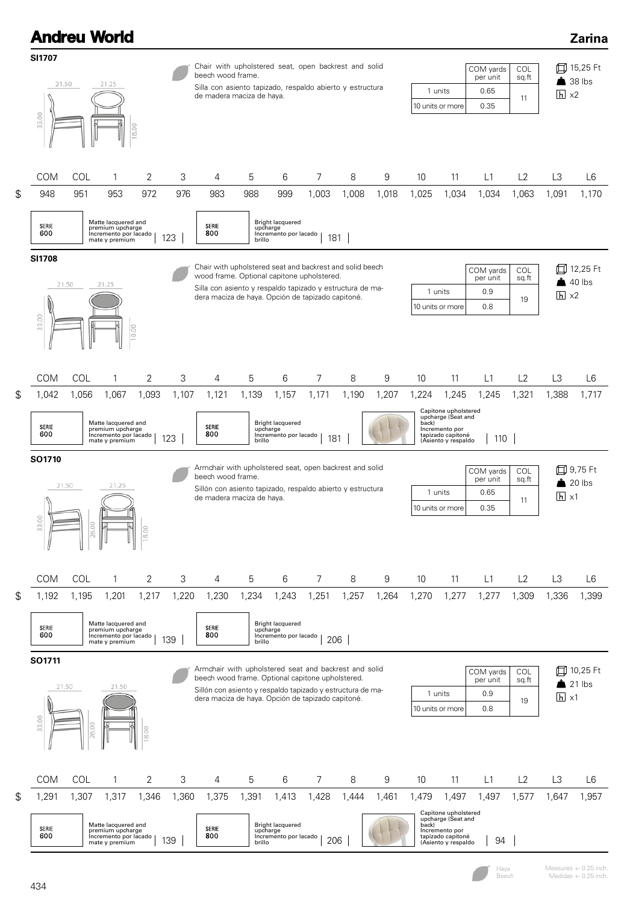## Andreu World

## Zarina

### SI1707

21.50 | 21.25 | 33.00 | 18.00

Chair with upholstered seat, open backrest and solid beech wood frame.

Silla con asiento tapizado, respaldo abierto y estructura de madera maciza de haya.

| | COM yards per unit | COL sq.ft |
|---|---|---|
| 1 units | 0.65 | 11 |
| 10 units or more | 0.35 | |

15,25 Ft
38 lbs
x2

| | COM | COL | 1 | 2 | 3 | 4 | 5 | 6 | 7 | 8 | 9 | 10 | 11 | L1 | L2 | L3 | L6 |
|---|---|---|---|---|---|---|---|---|---|---|---|---|---|---|---|---|---|
| $ | 948 | 951 | 953 | 972 | 976 | 983 | 988 | 999 | 1,003 | 1,008 | 1,018 | 1,025 | 1,034 | 1,034 | 1,063 | 1,091 | 1,170 |

SERIE 600 — Matte lacquered and premium upcharge / Incremento por lacado mate y premium: 123

SERIE 800 — Bright lacquered upcharge / Incremento por lacado brillo: 181

### SI1708

21.50 | 21.25 | 33.00 | 18.00

Chair with upholstered seat and backrest and solid beech wood frame. Optional capitone upholstered.

Silla con asiento y respaldo tapizado y estructura de madera maciza de haya. Opción de tapizado capitoné.

| | COM yards per unit | COL sq.ft |
|---|---|---|
| 1 units | 0.9 | 19 |
| 10 units or more | 0.8 | |

12,25 Ft
40 lbs
x2

| | COM | COL | 1 | 2 | 3 | 4 | 5 | 6 | 7 | 8 | 9 | 10 | 11 | L1 | L2 | L3 | L6 |
|---|---|---|---|---|---|---|---|---|---|---|---|---|---|---|---|---|---|
| $ | 1,042 | 1,056 | 1,067 | 1,093 | 1,107 | 1,121 | 1,139 | 1,157 | 1,171 | 1,190 | 1,207 | 1,224 | 1,245 | 1,245 | 1,321 | 1,388 | 1,717 |

SERIE 600 — Matte lacquered and premium upcharge / Incremento por lacado mate y premium: 123

SERIE 800 — Bright lacquered upcharge / Incremento por lacado brillo: 181

Capitone upholstered upcharge (Seat and back) / Incremento por tapizado capitoné (Asiento y respaldo): 110

### SO1710

21.50 | 21.25 | 33.00 | 26.00 | 18.00

Armchair with upholstered seat, open backrest and solid beech wood frame.

Sillón con asiento tapizado, respaldo abierto y estructura de madera maciza de haya.

| | COM yards per unit | COL sq.ft |
|---|---|---|
| 1 units | 0.65 | 11 |
| 10 units or more | 0.35 | |

9,75 Ft
20 lbs
x1

| | COM | COL | 1 | 2 | 3 | 4 | 5 | 6 | 7 | 8 | 9 | 10 | 11 | L1 | L2 | L3 | L6 |
|---|---|---|---|---|---|---|---|---|---|---|---|---|---|---|---|---|---|
| $ | 1,192 | 1,195 | 1,201 | 1,217 | 1,220 | 1,230 | 1,234 | 1,243 | 1,251 | 1,257 | 1,264 | 1,270 | 1,277 | 1,277 | 1,309 | 1,336 | 1,399 |

SERIE 600 — Matte lacquered and premium upcharge / Incremento por lacado mate y premium: 139

SERIE 800 — Bright lacquered upcharge / Incremento por lacado brillo: 206

### SO1711

21.50 | 21.50 | 33.00 | 26.00 | 18.00

Armchair with upholstered seat and backrest and solid beech wood frame. Optional capitone upholstered.

Sillón con asiento y respaldo tapizado y estructura de madera maciza de haya. Opción de tapizado capitoné.

| | COM yards per unit | COL sq.ft |
|---|---|---|
| 1 units | 0.9 | 19 |
| 10 units or more | 0.8 | |

10,25 Ft
21 lbs
x1

| | COM | COL | 1 | 2 | 3 | 4 | 5 | 6 | 7 | 8 | 9 | 10 | 11 | L1 | L2 | L3 | L6 |
|---|---|---|---|---|---|---|---|---|---|---|---|---|---|---|---|---|---|
| $ | 1,291 | 1,307 | 1,317 | 1,346 | 1,360 | 1,375 | 1,391 | 1,413 | 1,428 | 1,444 | 1,461 | 1,479 | 1,497 | 1,497 | 1,577 | 1,647 | 1,957 |

SERIE 600 — Matte lacquered and premium upcharge / Incremento por lacado mate y premium: 139

SERIE 800 — Bright lacquered upcharge / Incremento por lacado brillo: 206

Capitone upholstered upcharge (Seat and back) / Incremento por tapizado capitoné (Asiento y respaldo): 94

Haya / Beech

Measures +- 0.25 inch.
Medidas +- 0.25 inch.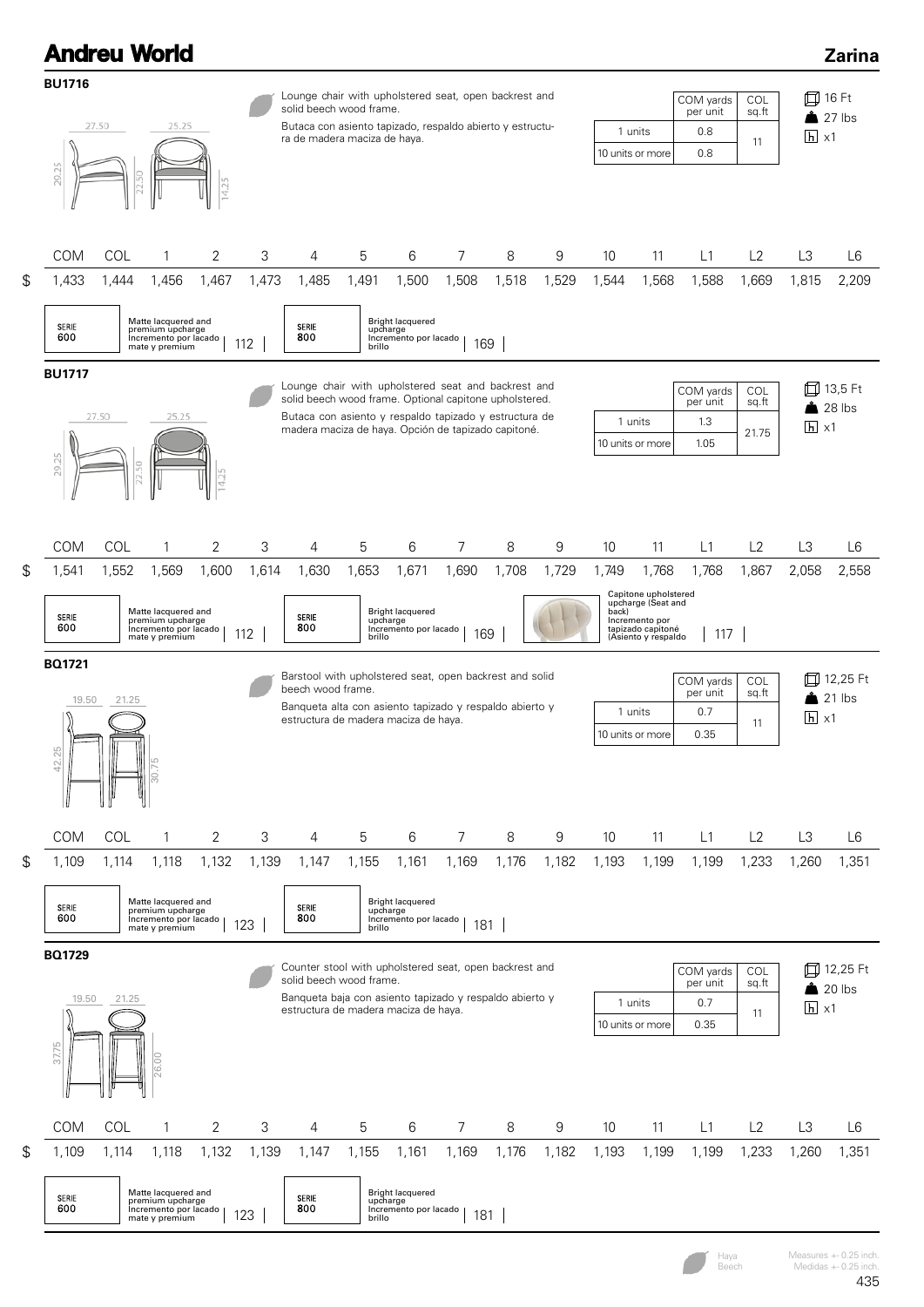## BU1716

Lounge chair with upholstered seat, open backrest and solid beech wood frame.

Butaca con asiento tapizado, respaldo abierto y estructura de madera maciza de haya.

27.50 | 25.25 | 29.25 | 22.50 | 14.25

| | COM yards per unit | COL sq.ft |
|---|---|---|
| 1 units | 0.8 | 11 |
| 10 units or more | 0.8 | |

16 Ft | 27 lbs | x1

| | COM | COL | 1 | 2 | 3 | 4 | 5 | 6 | 7 | 8 | 9 | 10 | 11 | L1 | L2 | L3 | L6 |
|---|---|---|---|---|---|---|---|---|---|---|---|---|---|---|---|---|---|
| $ | 1,433 | 1,444 | 1,456 | 1,467 | 1,473 | 1,485 | 1,491 | 1,500 | 1,508 | 1,518 | 1,529 | 1,544 | 1,568 | 1,588 | 1,669 | 1,815 | 2,209 |

SERIE 600 — Matte lacquered and premium upcharge / Incremento por lacado mate y premium: 112

SERIE 800 — Bright lacquered upcharge / Incremento por lacado brillo: 169

## BU1717

Lounge chair with upholstered seat and backrest and solid beech wood frame. Optional capitone upholstered.

Butaca con asiento y respaldo tapizado y estructura de madera maciza de haya. Opción de tapizado capitoné.

27.50 | 25.25 | 29.25 | 22.50 | 14.25

| | COM yards per unit | COL sq.ft |
|---|---|---|
| 1 units | 1.3 | 21.75 |
| 10 units or more | 1.05 | |

13,5 Ft | 28 lbs | x1

| | COM | COL | 1 | 2 | 3 | 4 | 5 | 6 | 7 | 8 | 9 | 10 | 11 | L1 | L2 | L3 | L6 |
|---|---|---|---|---|---|---|---|---|---|---|---|---|---|---|---|---|---|
| $ | 1,541 | 1,552 | 1,569 | 1,600 | 1,614 | 1,630 | 1,653 | 1,671 | 1,690 | 1,708 | 1,729 | 1,749 | 1,768 | 1,768 | 1,867 | 2,058 | 2,558 |

SERIE 600 — Matte lacquered and premium upcharge / Incremento por lacado mate y premium: 112

SERIE 800 — Bright lacquered upcharge / Incremento por lacado brillo: 169

Capitone upholstered upcharge (Seat and back) / Incremento por tapizado capitoné (Asiento y respaldo): 117

## BQ1721

Barstool with upholstered seat, open backrest and solid beech wood frame.

Banqueta alta con asiento tapizado y respaldo abierto y estructura de madera maciza de haya.

19.50 | 21.25 | 42.25 | 30.75

| | COM yards per unit | COL sq.ft |
|---|---|---|
| 1 units | 0.7 | 11 |
| 10 units or more | 0.35 | |

12,25 Ft | 21 lbs | x1

| | COM | COL | 1 | 2 | 3 | 4 | 5 | 6 | 7 | 8 | 9 | 10 | 11 | L1 | L2 | L3 | L6 |
|---|---|---|---|---|---|---|---|---|---|---|---|---|---|---|---|---|---|
| $ | 1,109 | 1,114 | 1,118 | 1,132 | 1,139 | 1,147 | 1,155 | 1,161 | 1,169 | 1,176 | 1,182 | 1,193 | 1,199 | 1,199 | 1,233 | 1,260 | 1,351 |

SERIE 600 — Matte lacquered and premium upcharge / Incremento por lacado mate y premium: 123

SERIE 800 — Bright lacquered upcharge / Incremento por lacado brillo: 181

## BQ1729

Counter stool with upholstered seat, open backrest and solid beech wood frame.

Banqueta baja con asiento tapizado y respaldo abierto y estructura de madera maciza de haya.

19.50 | 21.25 | 37.75 | 26.00

| | COM yards per unit | COL sq.ft |
|---|---|---|
| 1 units | 0.7 | 11 |
| 10 units or more | 0.35 | |

12,25 Ft | 20 lbs | x1

| | COM | COL | 1 | 2 | 3 | 4 | 5 | 6 | 7 | 8 | 9 | 10 | 11 | L1 | L2 | L3 | L6 |
|---|---|---|---|---|---|---|---|---|---|---|---|---|---|---|---|---|---|
| $ | 1,109 | 1,114 | 1,118 | 1,132 | 1,139 | 1,147 | 1,155 | 1,161 | 1,169 | 1,176 | 1,182 | 1,193 | 1,199 | 1,199 | 1,233 | 1,260 | 1,351 |

SERIE 600 — Matte lacquered and premium upcharge / Incremento por lacado mate y premium: 123

SERIE 800 — Bright lacquered upcharge / Incremento por lacado brillo: 181

Haya / Beech

Measures +- 0.25 inch. / Medidas +- 0.25 inch.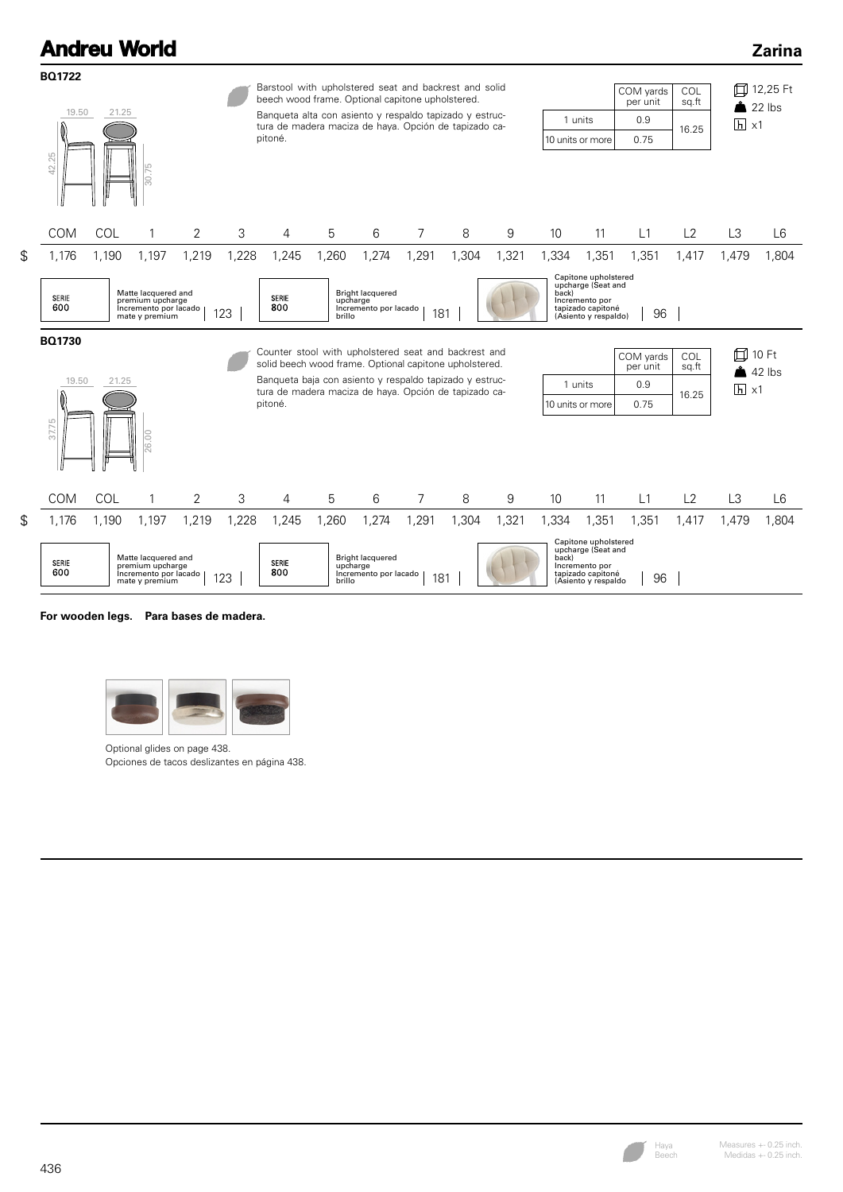## Zarina

### BQ1722

19.50 21.25
42.25 30.75

Barstool with upholstered seat and backrest and solid beech wood frame. Optional capitone upholstered.

Banqueta alta con asiento y respaldo tapizado y estructura de madera maciza de haya. Opción de tapizado capitoné.

| | COM yards per unit | COL sq.ft |
|---|---|---|
| 1 units | 0.9 | 16.25 |
| 10 units or more | 0.75 | |

12,25 Ft
22 lbs
x1

| | COM | COL | 1 | 2 | 3 | 4 | 5 | 6 | 7 | 8 | 9 | 10 | 11 | L1 | L2 | L3 | L6 |
|---|---|---|---|---|---|---|---|---|---|---|---|---|---|---|---|---|---|
| $ | 1,176 | 1,190 | 1,197 | 1,219 | 1,228 | 1,245 | 1,260 | 1,274 | 1,291 | 1,304 | 1,321 | 1,334 | 1,351 | 1,351 | 1,417 | 1,479 | 1,804 |

| | | | | | | | |
|---|---|---|---|---|---|---|---|
| SERIE 600 | Matte lacquered and premium upcharge Incremento por lacado mate y premium | 123 | SERIE 800 | Bright lacquered upcharge Incremento por lacado brillo | 181 | Capitone upholstered upcharge (Seat and back) Incremento por tapizado capitoné (Asiento y respaldo) | 96 |

### BQ1730

19.50 21.25
37.75 26.00

Counter stool with upholstered seat and backrest and solid beech wood frame. Optional capitone upholstered.

Banqueta baja con asiento y respaldo tapizado y estructura de madera maciza de haya. Opción de tapizado capitoné.

| | COM yards per unit | COL sq.ft |
|---|---|---|
| 1 units | 0.9 | 16.25 |
| 10 units or more | 0.75 | |

10 Ft
42 lbs
x1

| | COM | COL | 1 | 2 | 3 | 4 | 5 | 6 | 7 | 8 | 9 | 10 | 11 | L1 | L2 | L3 | L6 |
|---|---|---|---|---|---|---|---|---|---|---|---|---|---|---|---|---|---|
| $ | 1,176 | 1,190 | 1,197 | 1,219 | 1,228 | 1,245 | 1,260 | 1,274 | 1,291 | 1,304 | 1,321 | 1,334 | 1,351 | 1,351 | 1,417 | 1,479 | 1,804 |

| | | | | | | | |
|---|---|---|---|---|---|---|---|
| SERIE 600 | Matte lacquered and premium upcharge Incremento por lacado mate y premium | 123 | SERIE 800 | Bright lacquered upcharge Incremento por lacado brillo | 181 | Capitone upholstered upcharge (Seat and back) Incremento por tapizado capitoné (Asiento y respaldo | 96 |

**For wooden legs. Para bases de madera.**

Optional glides on page 438.
Opciones de tacos deslizantes en página 438.

Haya
Beech

Measures +- 0.25 inch.
Medidas +- 0.25 inch.